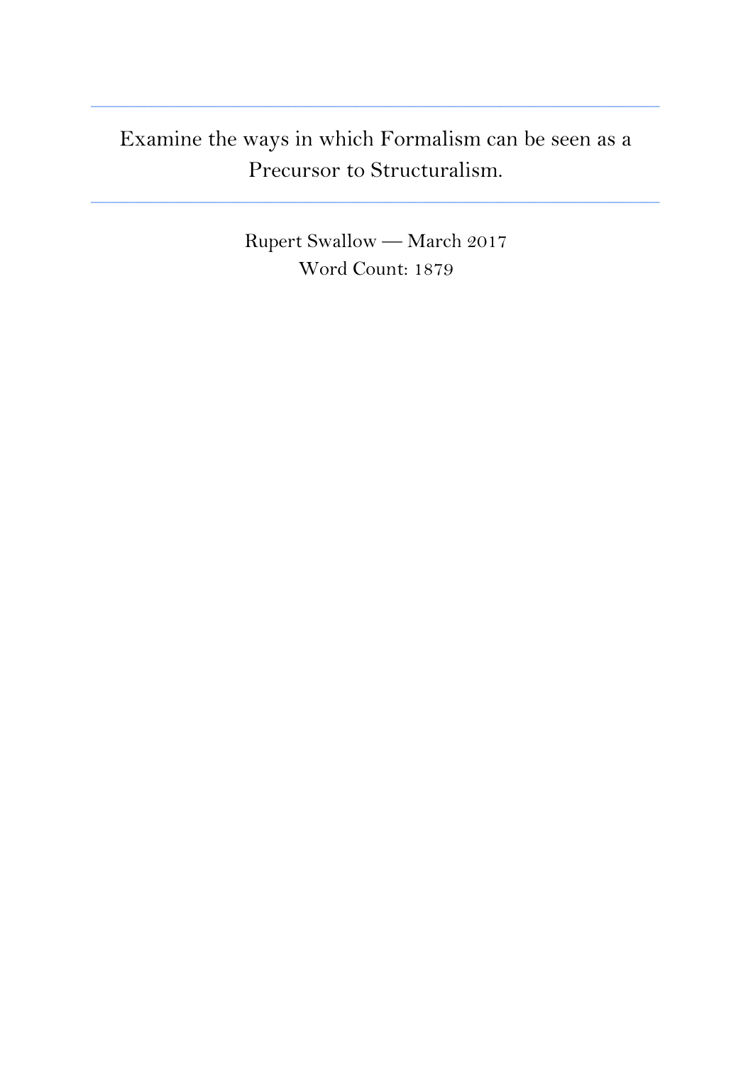---

# Examine the ways in which Formalism can be seen as a Precursor to Structuralism.

---

Rupert Swallow — March 2017
Word Count: 1879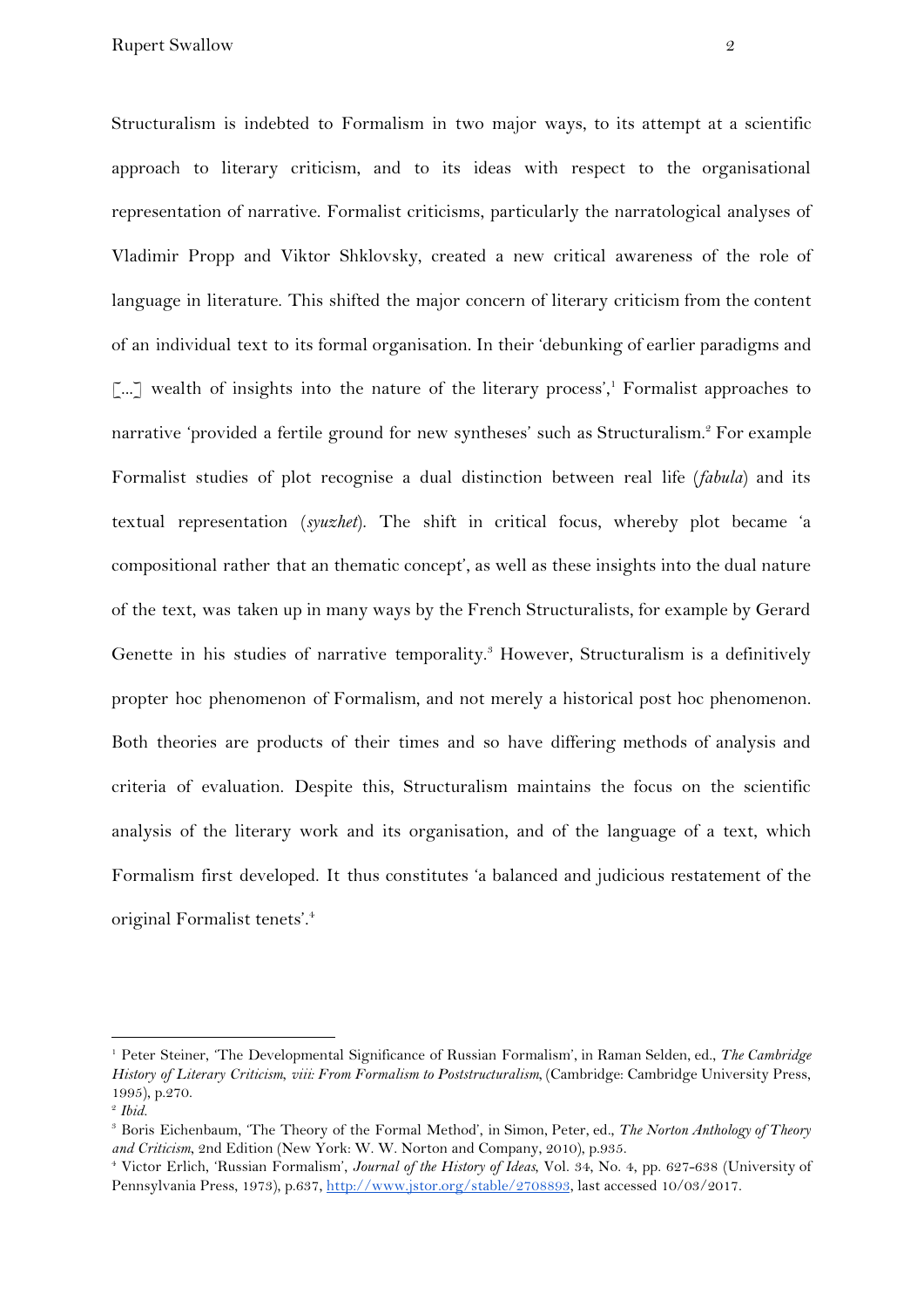Structuralism is indebted to Formalism in two major ways, to its attempt at a scientific approach to literary criticism, and to its ideas with respect to the organisational representation of narrative. Formalist criticisms, particularly the narratological analyses of Vladimir Propp and Viktor Shklovsky, created a new critical awareness of the role of language in literature. This shifted the major concern of literary criticism from the content of an individual text to its formal organisation. In their 'debunking of earlier paradigms and [...] wealth of insights into the nature of the literary process',[1] Formalist approaches to narrative 'provided a fertile ground for new syntheses' such as Structuralism.[2] For example Formalist studies of plot recognise a dual distinction between real life (*fabula*) and its textual representation (*syuzhet*). The shift in critical focus, whereby plot became 'a compositional rather that an thematic concept', as well as these insights into the dual nature of the text, was taken up in many ways by the French Structuralists, for example by Gerard Genette in his studies of narrative temporality.[3] However, Structuralism is a definitively propter hoc phenomenon of Formalism, and not merely a historical post hoc phenomenon. Both theories are products of their times and so have differing methods of analysis and criteria of evaluation. Despite this, Structuralism maintains the focus on the scientific analysis of the literary work and its organisation, and of the language of a text, which Formalism first developed. It thus constitutes 'a balanced and judicious restatement of the original Formalist tenets'.[4]

---

[1] Peter Steiner, 'The Developmental Significance of Russian Formalism', in Raman Selden, ed., *The Cambridge History of Literary Criticism, viii: From Formalism to Poststructuralism*, (Cambridge: Cambridge University Press, 1995), p.270.

[2] *Ibid.*

[3] Boris Eichenbaum, 'The Theory of the Formal Method', in Simon, Peter, ed., *The Norton Anthology of Theory and Criticism*, 2nd Edition (New York: W. W. Norton and Company, 2010), p.935.

[4] Victor Erlich, 'Russian Formalism', *Journal of the History of Ideas*, Vol. 34, No. 4, pp. 627-638 (University of Pennsylvania Press, 1973), p.637, http://www.jstor.org/stable/2708893, last accessed 10/03/2017.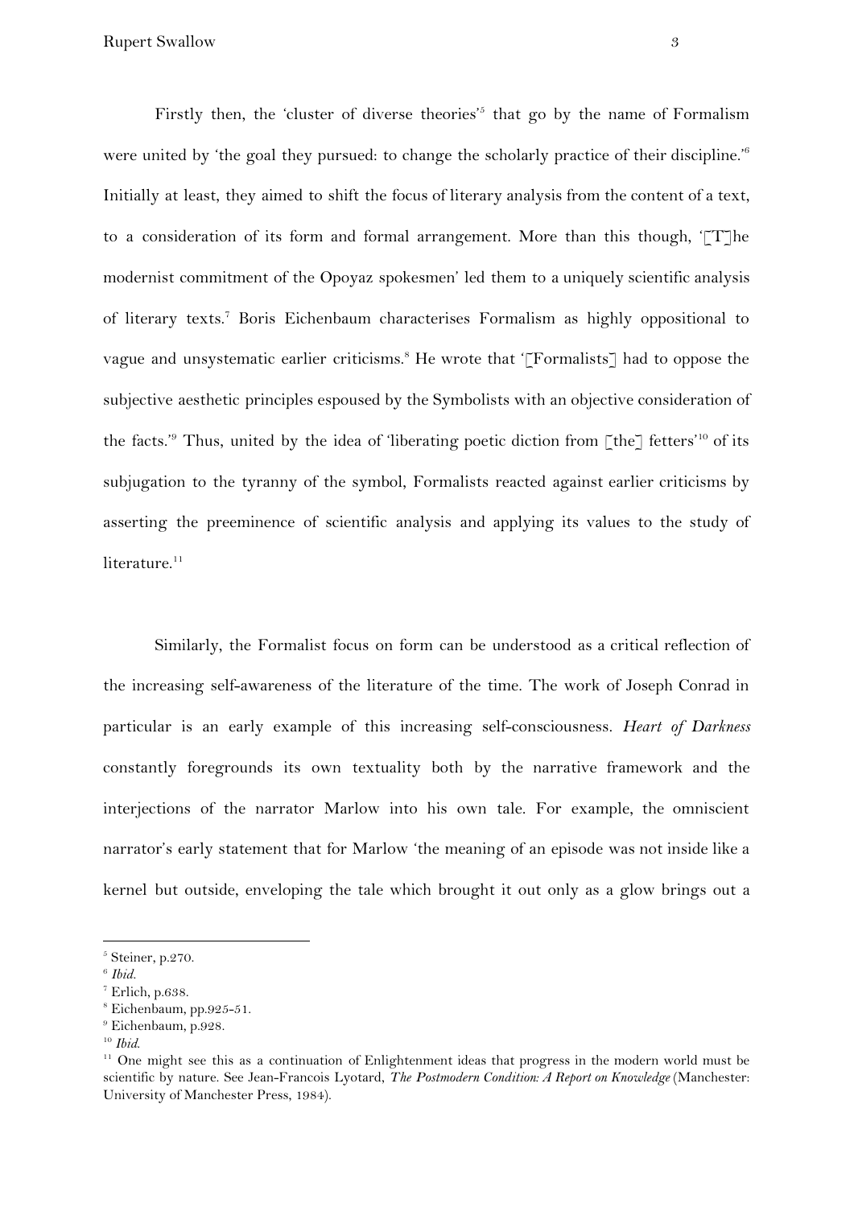Firstly then, the 'cluster of diverse theories'[5] that go by the name of Formalism were united by 'the goal they pursued: to change the scholarly practice of their discipline.'[6] Initially at least, they aimed to shift the focus of literary analysis from the content of a text, to a consideration of its form and formal arrangement. More than this though, '[T]he modernist commitment of the Opoyaz spokesmen' led them to a uniquely scientific analysis of literary texts.[7] Boris Eichenbaum characterises Formalism as highly oppositional to vague and unsystematic earlier criticisms.[8] He wrote that '[Formalists] had to oppose the subjective aesthetic principles espoused by the Symbolists with an objective consideration of the facts.'[9] Thus, united by the idea of 'liberating poetic diction from [the] fetters'[10] of its subjugation to the tyranny of the symbol, Formalists reacted against earlier criticisms by asserting the preeminence of scientific analysis and applying its values to the study of literature.[11]

Similarly, the Formalist focus on form can be understood as a critical reflection of the increasing self-awareness of the literature of the time. The work of Joseph Conrad in particular is an early example of this increasing self-consciousness. *Heart of Darkness* constantly foregrounds its own textuality both by the narrative framework and the interjections of the narrator Marlow into his own tale. For example, the omniscient narrator's early statement that for Marlow 'the meaning of an episode was not inside like a kernel but outside, enveloping the tale which brought it out only as a glow brings out a

---

[5] Steiner, p.270.

[6] *Ibid.*

[7] Erlich, p.638.

[8] Eichenbaum, pp.925-51.

[9] Eichenbaum, p.928.

[10] *Ibid.*

[11] One might see this as a continuation of Enlightenment ideas that progress in the modern world must be scientific by nature. See Jean-Francois Lyotard, *The Postmodern Condition: A Report on Knowledge* (Manchester: University of Manchester Press, 1984).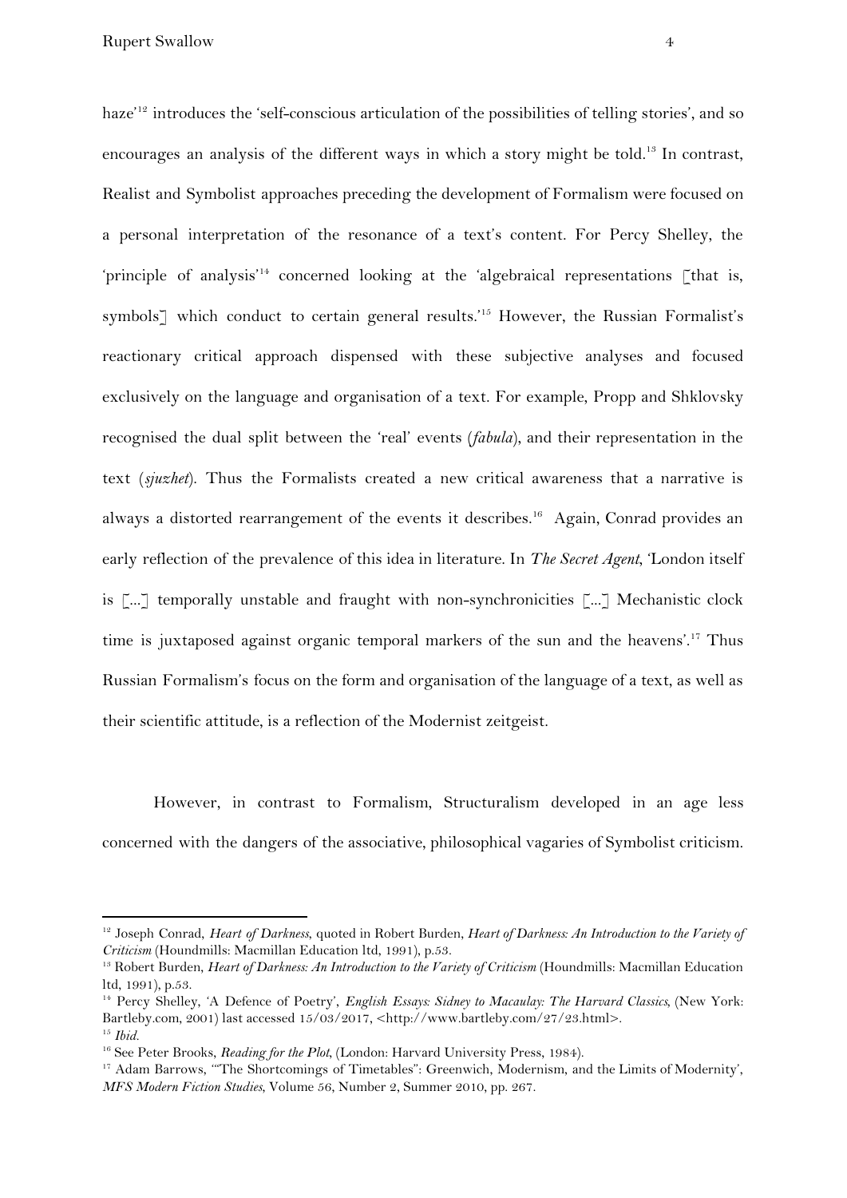haze'[12] introduces the 'self-conscious articulation of the possibilities of telling stories', and so encourages an analysis of the different ways in which a story might be told.[13] In contrast, Realist and Symbolist approaches preceding the development of Formalism were focused on a personal interpretation of the resonance of a text's content. For Percy Shelley, the 'principle of analysis'[14] concerned looking at the 'algebraical representations [that is, symbols] which conduct to certain general results.'[15] However, the Russian Formalist's reactionary critical approach dispensed with these subjective analyses and focused exclusively on the language and organisation of a text. For example, Propp and Shklovsky recognised the dual split between the 'real' events (*fabula*), and their representation in the text (*sjuzhet*). Thus the Formalists created a new critical awareness that a narrative is always a distorted rearrangement of the events it describes.[16] Again, Conrad provides an early reflection of the prevalence of this idea in literature. In *The Secret Agent*, 'London itself is [...] temporally unstable and fraught with non-synchronicities [...] Mechanistic clock time is juxtaposed against organic temporal markers of the sun and the heavens'.[17] Thus Russian Formalism's focus on the form and organisation of the language of a text, as well as their scientific attitude, is a reflection of the Modernist zeitgeist.

However, in contrast to Formalism, Structuralism developed in an age less concerned with the dangers of the associative, philosophical vagaries of Symbolist criticism.

---

[12] Joseph Conrad, *Heart of Darkness*, quoted in Robert Burden, *Heart of Darkness: An Introduction to the Variety of Criticism* (Houndmills: Macmillan Education ltd, 1991), p.53.

[13] Robert Burden, *Heart of Darkness: An Introduction to the Variety of Criticism* (Houndmills: Macmillan Education ltd, 1991), p.53.

[14] Percy Shelley, 'A Defence of Poetry', *English Essays: Sidney to Macaulay: The Harvard Classics*, (New York: Bartleby.com, 2001) last accessed 15/03/2017, <http://www.bartleby.com/27/23.html>.

[15] *Ibid.*

[16] See Peter Brooks, *Reading for the Plot*, (London: Harvard University Press, 1984).

[17] Adam Barrows, '"The Shortcomings of Timetables": Greenwich, Modernism, and the Limits of Modernity', *MFS Modern Fiction Studies*, Volume 56, Number 2, Summer 2010, pp. 267.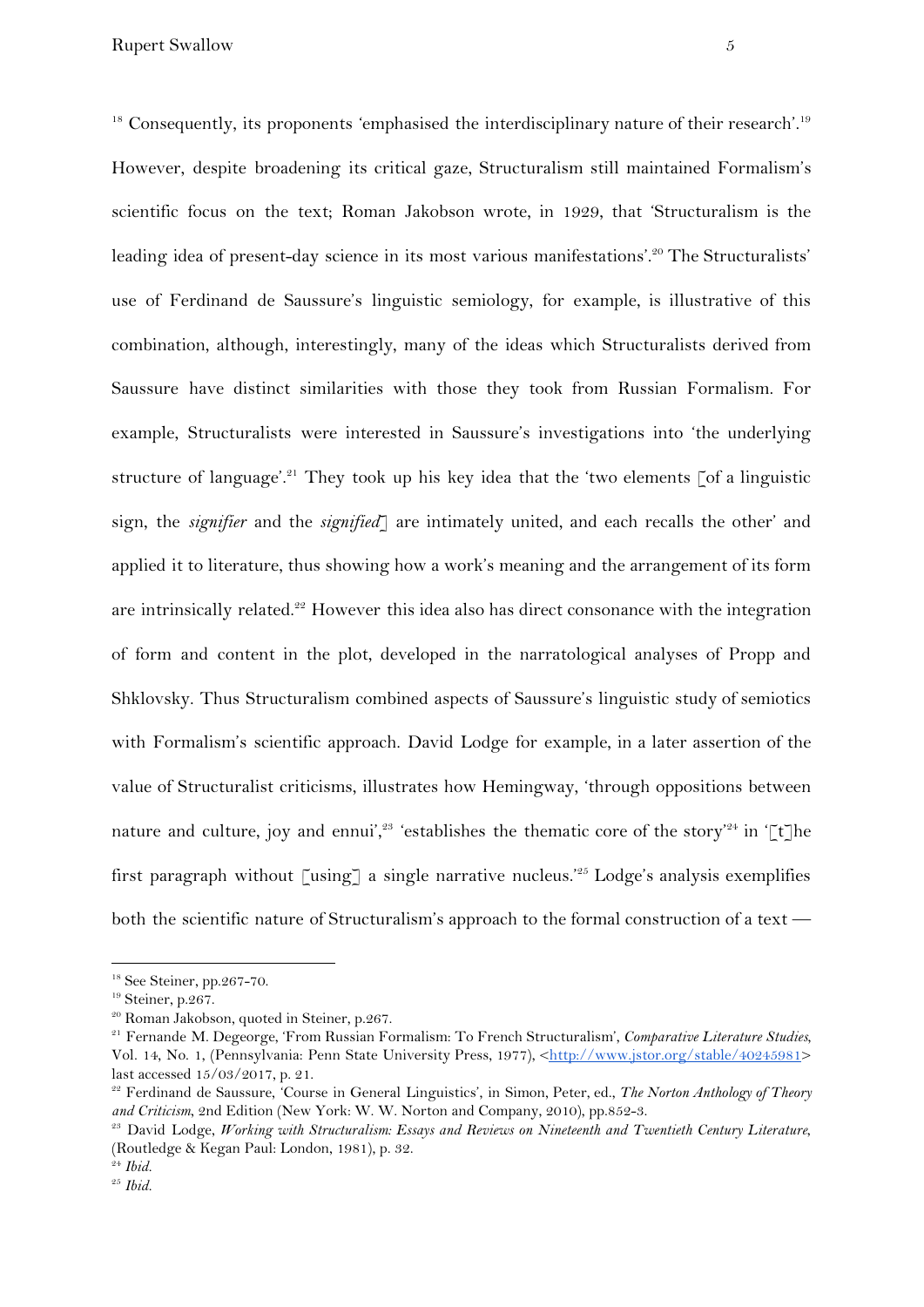[18] Consequently, its proponents 'emphasised the interdisciplinary nature of their research'.[19] However, despite broadening its critical gaze, Structuralism still maintained Formalism's scientific focus on the text; Roman Jakobson wrote, in 1929, that 'Structuralism is the leading idea of present-day science in its most various manifestations'.[20] The Structuralists' use of Ferdinand de Saussure's linguistic semiology, for example, is illustrative of this combination, although, interestingly, many of the ideas which Structuralists derived from Saussure have distinct similarities with those they took from Russian Formalism. For example, Structuralists were interested in Saussure's investigations into 'the underlying structure of language'.[21] They took up his key idea that the 'two elements [of a linguistic sign, the *signifier* and the *signified*] are intimately united, and each recalls the other' and applied it to literature, thus showing how a work's meaning and the arrangement of its form are intrinsically related.[22] However this idea also has direct consonance with the integration of form and content in the plot, developed in the narratological analyses of Propp and Shklovsky. Thus Structuralism combined aspects of Saussure's linguistic study of semiotics with Formalism's scientific approach. David Lodge for example, in a later assertion of the value of Structuralist criticisms, illustrates how Hemingway, 'through oppositions between nature and culture, joy and ennui',[23] 'establishes the thematic core of the story'[24] in '[t]he first paragraph without [using] a single narrative nucleus.'[25] Lodge's analysis exemplifies both the scientific nature of Structuralism's approach to the formal construction of a text —

---

[18] See Steiner, pp.267-70.

[19] Steiner, p.267.

[20] Roman Jakobson, quoted in Steiner, p.267.

[21] Fernande M. Degeorge, 'From Russian Formalism: To French Structuralism', *Comparative Literature Studies*, Vol. 14, No. 1, (Pennsylvania: Penn State University Press, 1977), <http://www.jstor.org/stable/40245981> last accessed 15/03/2017, p. 21.

[22] Ferdinand de Saussure, 'Course in General Linguistics', in Simon, Peter, ed., *The Norton Anthology of Theory and Criticism*, 2nd Edition (New York: W. W. Norton and Company, 2010), pp.852-3.

[23] David Lodge, *Working with Structuralism: Essays and Reviews on Nineteenth and Twentieth Century Literature*, (Routledge & Kegan Paul: London, 1981), p. 32.

[24] *Ibid.*

[25] *Ibid.*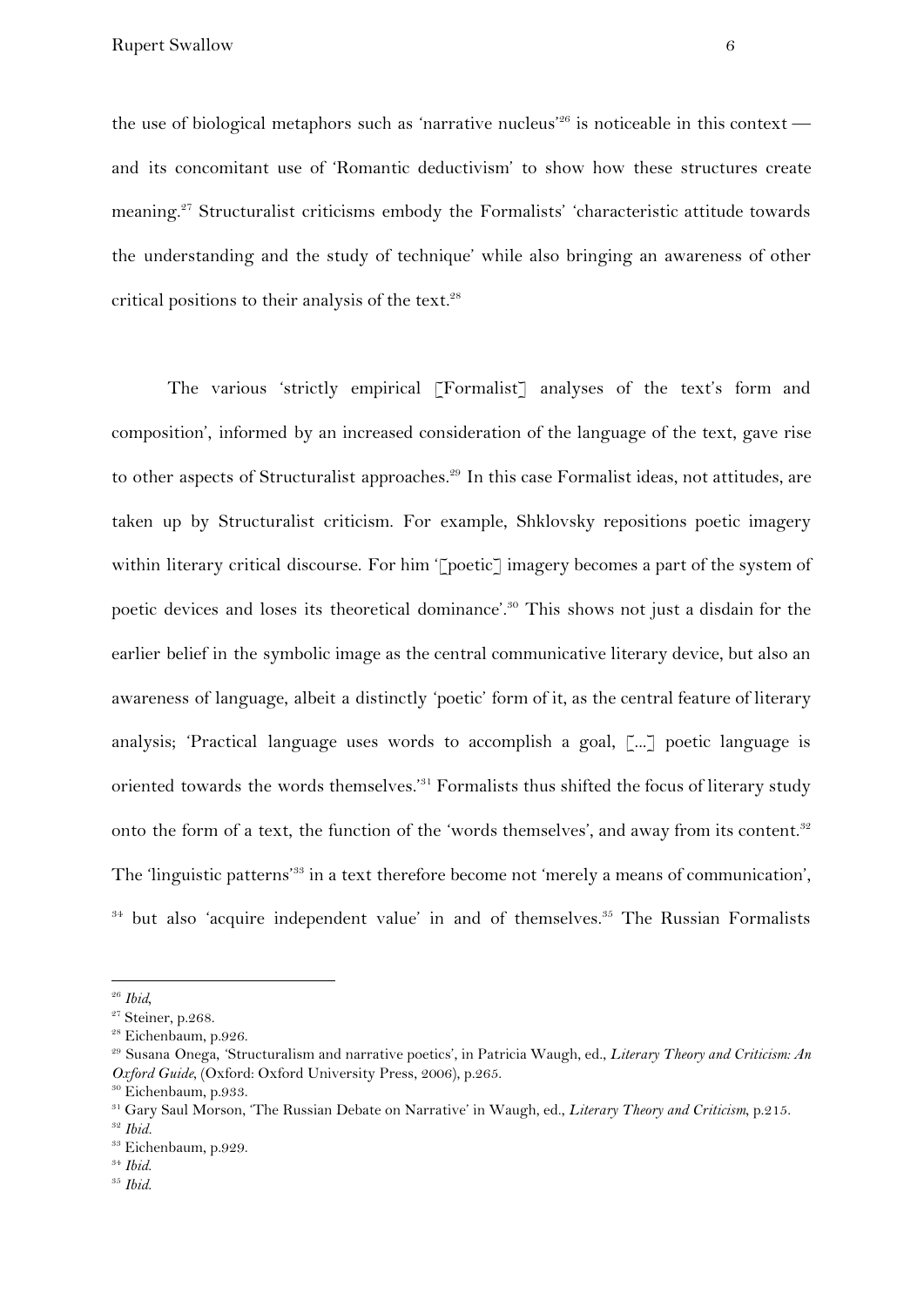the use of biological metaphors such as 'narrative nucleus'[26] is noticeable in this context — and its concomitant use of 'Romantic deductivism' to show how these structures create meaning.[27] Structuralist criticisms embody the Formalists' 'characteristic attitude towards the understanding and the study of technique' while also bringing an awareness of other critical positions to their analysis of the text.[28]

The various 'strictly empirical [Formalist] analyses of the text's form and composition', informed by an increased consideration of the language of the text, gave rise to other aspects of Structuralist approaches.[29] In this case Formalist ideas, not attitudes, are taken up by Structuralist criticism. For example, Shklovsky repositions poetic imagery within literary critical discourse. For him '[poetic] imagery becomes a part of the system of poetic devices and loses its theoretical dominance'.[30] This shows not just a disdain for the earlier belief in the symbolic image as the central communicative literary device, but also an awareness of language, albeit a distinctly 'poetic' form of it, as the central feature of literary analysis; 'Practical language uses words to accomplish a goal, [...] poetic language is oriented towards the words themselves.'[31] Formalists thus shifted the focus of literary study onto the form of a text, the function of the 'words themselves', and away from its content.[32] The 'linguistic patterns'[33] in a text therefore become not 'merely a means of communication',[34] but also 'acquire independent value' in and of themselves.[35] The Russian Formalists

---

[26] *Ibid*,

[27] Steiner, p.268.

[28] Eichenbaum, p.926.

[29] Susana Onega, 'Structuralism and narrative poetics', in Patricia Waugh, ed., *Literary Theory and Criticism: An Oxford Guide*, (Oxford: Oxford University Press, 2006), p.265.

[30] Eichenbaum, p.933.

[31] Gary Saul Morson, 'The Russian Debate on Narrative' in Waugh, ed., *Literary Theory and Criticism*, p.215.

[32] *Ibid.*

[33] Eichenbaum, p.929.

[34] *Ibid.*

[35] *Ibid.*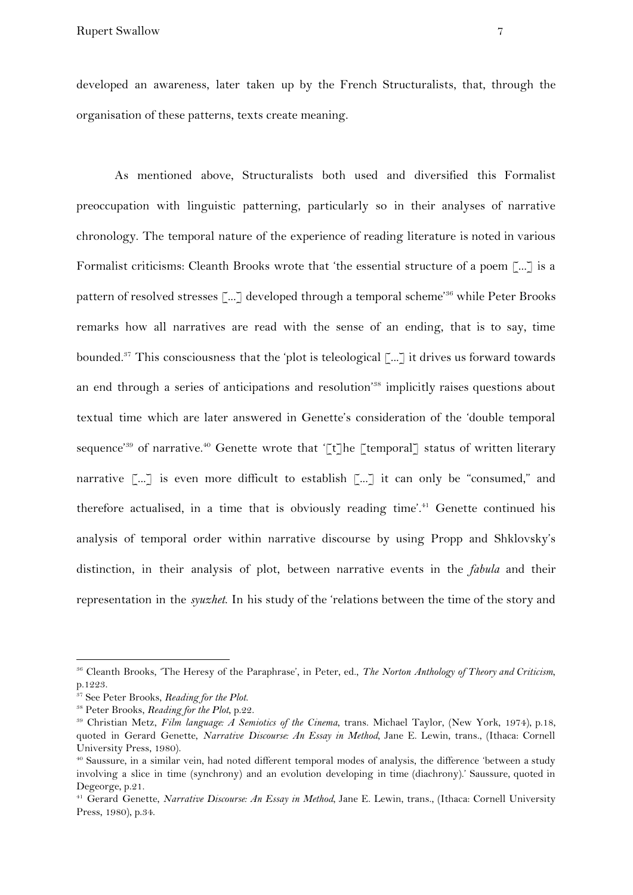developed an awareness, later taken up by the French Structuralists, that, through the organisation of these patterns, texts create meaning.

As mentioned above, Structuralists both used and diversified this Formalist preoccupation with linguistic patterning, particularly so in their analyses of narrative chronology. The temporal nature of the experience of reading literature is noted in various Formalist criticisms: Cleanth Brooks wrote that 'the essential structure of a poem [...] is a pattern of resolved stresses [...] developed through a temporal scheme'[36] while Peter Brooks remarks how all narratives are read with the sense of an ending, that is to say, time bounded.[37] This consciousness that the 'plot is teleological [...] it drives us forward towards an end through a series of anticipations and resolution'[38] implicitly raises questions about textual time which are later answered in Genette's consideration of the 'double temporal sequence'[39] of narrative.[40] Genette wrote that '[t]he [temporal] status of written literary narrative [...] is even more difficult to establish [...] it can only be "consumed," and therefore actualised, in a time that is obviously reading time'.[41] Genette continued his analysis of temporal order within narrative discourse by using Propp and Shklovsky's distinction, in their analysis of plot, between narrative events in the *fabula* and their representation in the *syuzhet*. In his study of the 'relations between the time of the story and

---

[36] Cleanth Brooks, 'The Heresy of the Paraphrase', in Peter, ed., *The Norton Anthology of Theory and Criticism*, p.1223.

[37] See Peter Brooks, *Reading for the Plot*.

[38] Peter Brooks, *Reading for the Plot*, p.22.

[39] Christian Metz, *Film language: A Semiotics of the Cinema*, trans. Michael Taylor, (New York, 1974), p.18, quoted in Gerard Genette, *Narrative Discourse: An Essay in Method*, Jane E. Lewin, trans., (Ithaca: Cornell University Press, 1980).

[40] Saussure, in a similar vein, had noted different temporal modes of analysis, the difference 'between a study involving a slice in time (synchrony) and an evolution developing in time (diachrony).' Saussure, quoted in Degeorge, p.21.

[41] Gerard Genette, *Narrative Discourse: An Essay in Method*, Jane E. Lewin, trans., (Ithaca: Cornell University Press, 1980), p.34.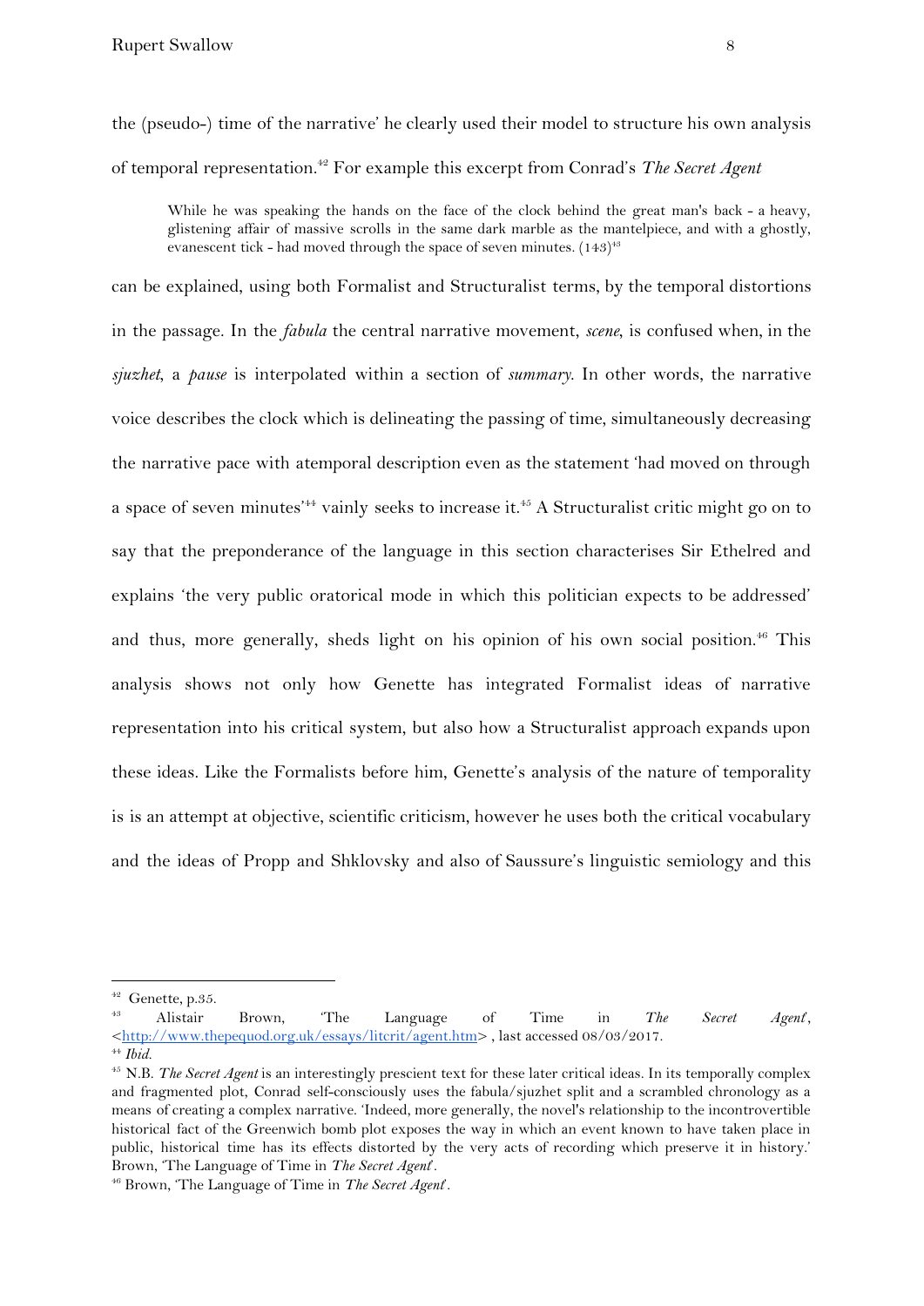the (pseudo-) time of the narrative' he clearly used their model to structure his own analysis of temporal representation.[42] For example this excerpt from Conrad's *The Secret Agent*

> While he was speaking the hands on the face of the clock behind the great man's back - a heavy, glistening affair of massive scrolls in the same dark marble as the mantelpiece, and with a ghostly, evanescent tick - had moved through the space of seven minutes. (143)[43]

can be explained, using both Formalist and Structuralist terms, by the temporal distortions in the passage. In the *fabula* the central narrative movement, *scene*, is confused when, in the *sjuzhet*, a *pause* is interpolated within a section of *summary*. In other words, the narrative voice describes the clock which is delineating the passing of time, simultaneously decreasing the narrative pace with atemporal description even as the statement 'had moved on through a space of seven minutes'[44] vainly seeks to increase it.[45] A Structuralist critic might go on to say that the preponderance of the language in this section characterises Sir Ethelred and explains 'the very public oratorical mode in which this politician expects to be addressed' and thus, more generally, sheds light on his opinion of his own social position.[46] This analysis shows not only how Genette has integrated Formalist ideas of narrative representation into his critical system, but also how a Structuralist approach expands upon these ideas. Like the Formalists before him, Genette's analysis of the nature of temporality is is an attempt at objective, scientific criticism, however he uses both the critical vocabulary and the ideas of Propp and Shklovsky and also of Saussure's linguistic semiology and this

---

[42] Genette, p.35.

[43] Alistair Brown, 'The Language of Time in *The Secret Agent*', <http://www.thepequod.org.uk/essays/litcrit/agent.htm> , last accessed 08/03/2017.

[44] *Ibid.*

[45] N.B. *The Secret Agent* is an interestingly prescient text for these later critical ideas. In its temporally complex and fragmented plot, Conrad self-consciously uses the fabula/sjuzhet split and a scrambled chronology as a means of creating a complex narrative. 'Indeed, more generally, the novel's relationship to the incontrovertible historical fact of the Greenwich bomb plot exposes the way in which an event known to have taken place in public, historical time has its effects distorted by the very acts of recording which preserve it in history.' Brown, 'The Language of Time in *The Secret Agent*'.

[46] Brown, 'The Language of Time in *The Secret Agent*'.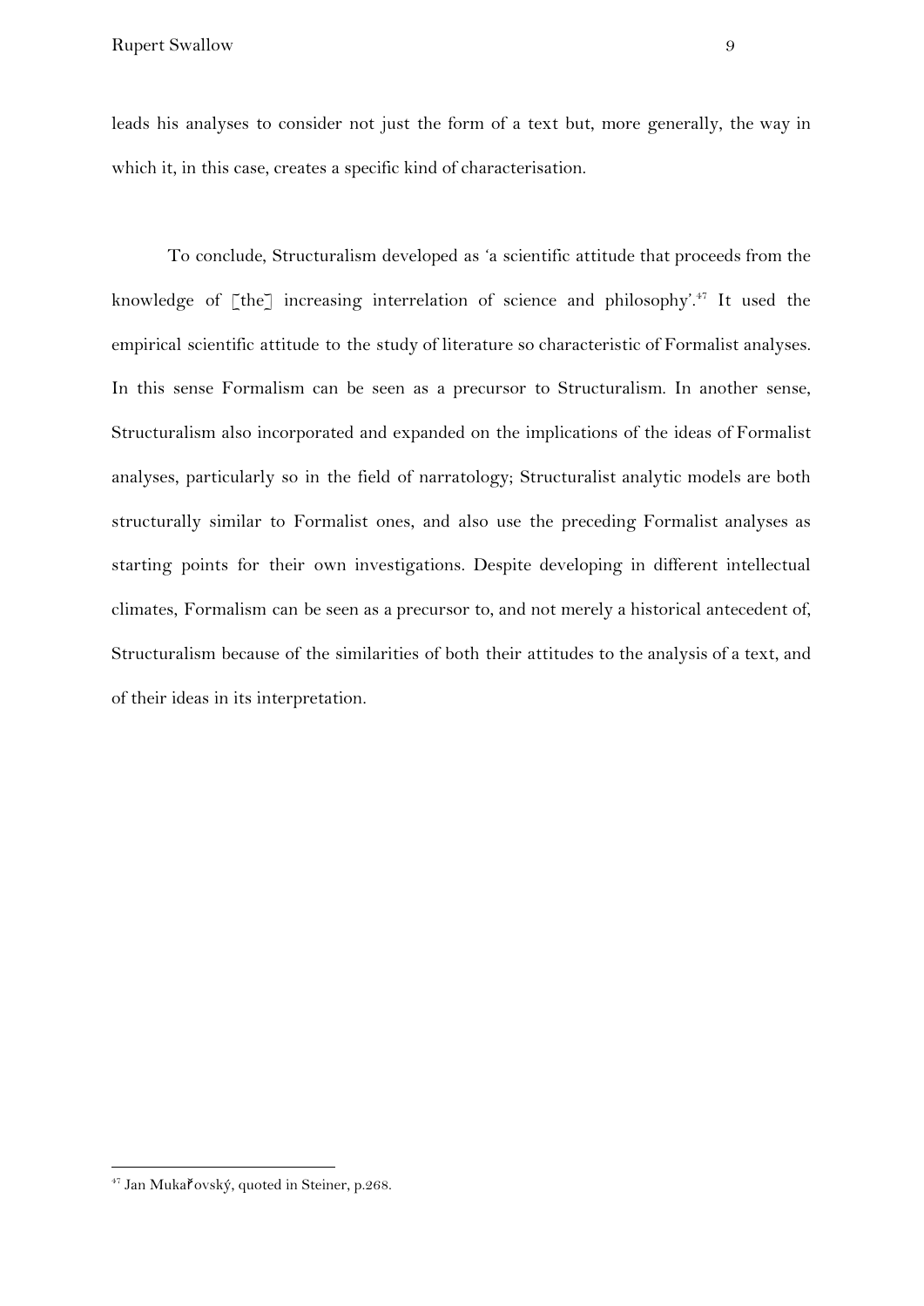leads his analyses to consider not just the form of a text but, more generally, the way in which it, in this case, creates a specific kind of characterisation.

To conclude, Structuralism developed as 'a scientific attitude that proceeds from the knowledge of [the] increasing interrelation of science and philosophy'.[47] It used the empirical scientific attitude to the study of literature so characteristic of Formalist analyses. In this sense Formalism can be seen as a precursor to Structuralism. In another sense, Structuralism also incorporated and expanded on the implications of the ideas of Formalist analyses, particularly so in the field of narratology; Structuralist analytic models are both structurally similar to Formalist ones, and also use the preceding Formalist analyses as starting points for their own investigations. Despite developing in different intellectual climates, Formalism can be seen as a precursor to, and not merely a historical antecedent of, Structuralism because of the similarities of both their attitudes to the analysis of a text, and of their ideas in its interpretation.

---

[47] Jan Mukařovský, quoted in Steiner, p.268.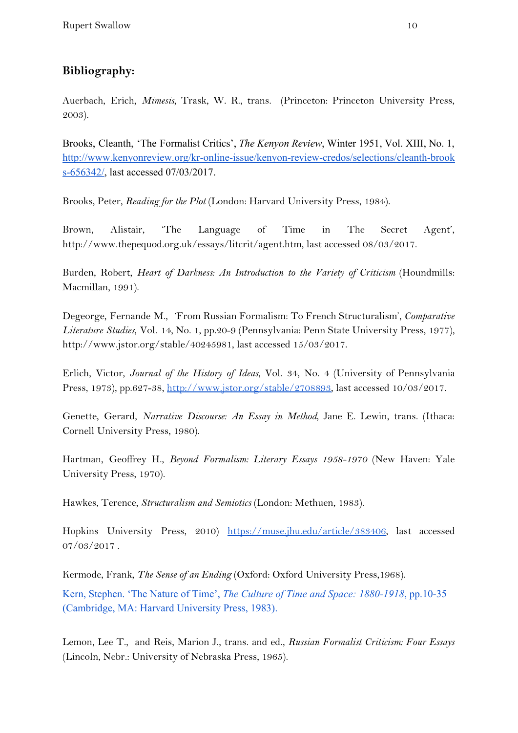## Bibliography:

Auerbach, Erich, *Mimesis*, Trask, W. R., trans. (Princeton: Princeton University Press, 2003).

Brooks, Cleanth, 'The Formalist Critics', *The Kenyon Review*, Winter 1951, Vol. XIII, No. 1, http://www.kenyonreview.org/kr-online-issue/kenyon-review-credos/selections/cleanth-brooks-656342/, last accessed 07/03/2017.

Brooks, Peter, *Reading for the Plot* (London: Harvard University Press, 1984).

Brown, Alistair, 'The Language of Time in The Secret Agent', http://www.thepequod.org.uk/essays/litcrit/agent.htm, last accessed 08/03/2017.

Burden, Robert, *Heart of Darkness: An Introduction to the Variety of Criticism* (Houndmills: Macmillan, 1991).

Degeorge, Fernande M., 'From Russian Formalism: To French Structuralism', *Comparative Literature Studies*, Vol. 14, No. 1, pp.20-9 (Pennsylvania: Penn State University Press, 1977), http://www.jstor.org/stable/40245981, last accessed 15/03/2017.

Erlich, Victor, *Journal of the History of Ideas*, Vol. 34, No. 4 (University of Pennsylvania Press, 1973), pp.627-38, http://www.jstor.org/stable/2708893, last accessed 10/03/2017.

Genette, Gerard, *Narrative Discourse: An Essay in Method*, Jane E. Lewin, trans. (Ithaca: Cornell University Press, 1980).

Hartman, Geoffrey H., *Beyond Formalism: Literary Essays 1958-1970* (New Haven: Yale University Press, 1970).

Hawkes, Terence, *Structuralism and Semiotics* (London: Methuen, 1983).

Hopkins University Press, 2010) https://muse.jhu.edu/article/383406, last accessed 07/03/2017 .

Kermode, Frank, *The Sense of an Ending* (Oxford: Oxford University Press,1968).

Kern, Stephen. 'The Nature of Time', *The Culture of Time and Space: 1880-1918*, pp.10-35 (Cambridge, MA: Harvard University Press, 1983).

Lemon, Lee T., and Reis, Marion J., trans. and ed., *Russian Formalist Criticism: Four Essays* (Lincoln, Nebr.: University of Nebraska Press, 1965).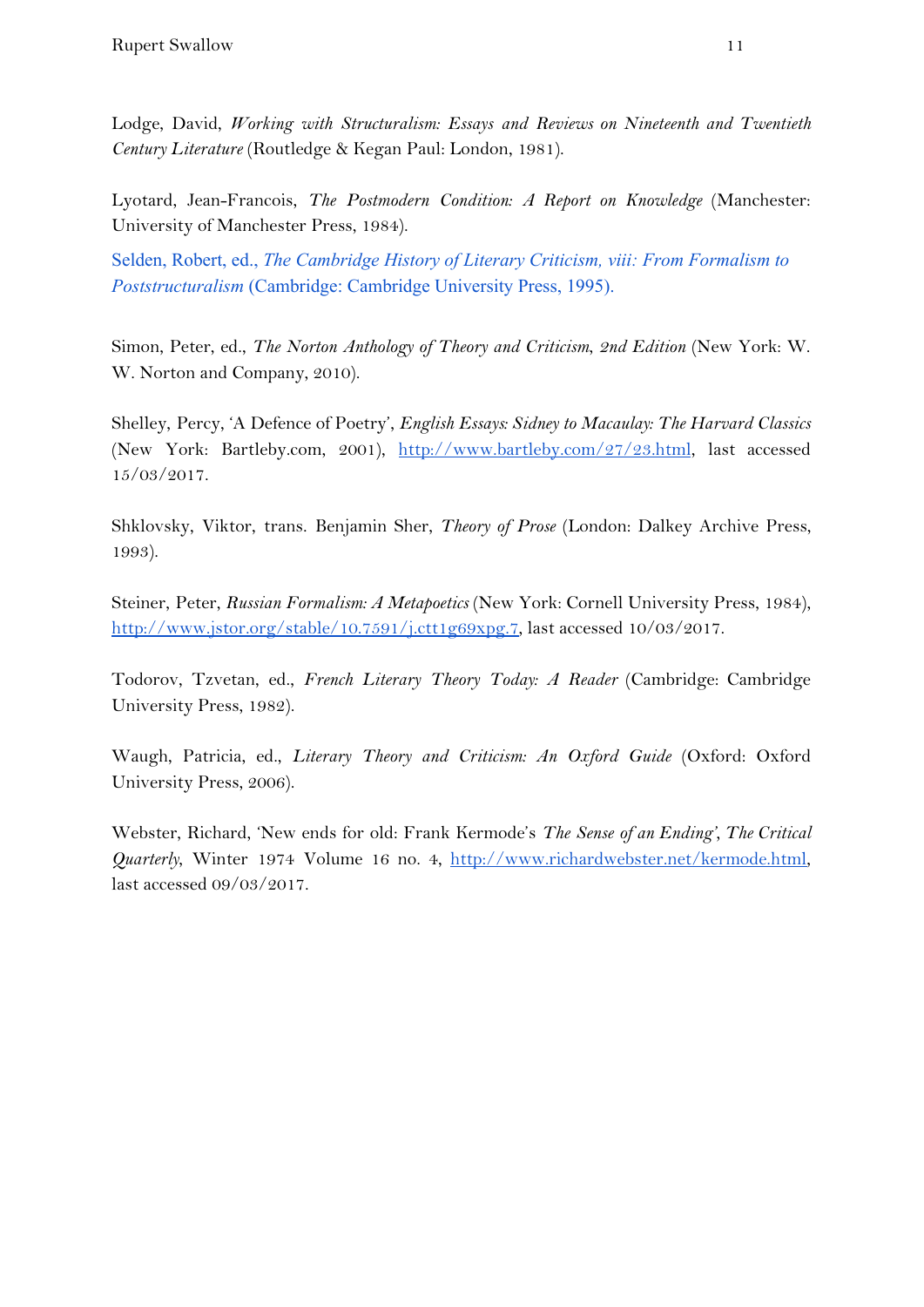Lodge, David, *Working with Structuralism: Essays and Reviews on Nineteenth and Twentieth Century Literature* (Routledge & Kegan Paul: London, 1981).

Lyotard, Jean-Francois, *The Postmodern Condition: A Report on Knowledge* (Manchester: University of Manchester Press, 1984).

Selden, Robert, ed., *The Cambridge History of Literary Criticism, viii: From Formalism to Poststructuralism* (Cambridge: Cambridge University Press, 1995).

Simon, Peter, ed., *The Norton Anthology of Theory and Criticism, 2nd Edition* (New York: W. W. Norton and Company, 2010).

Shelley, Percy, 'A Defence of Poetry', *English Essays: Sidney to Macaulay: The Harvard Classics* (New York: Bartleby.com, 2001), http://www.bartleby.com/27/23.html, last accessed 15/03/2017.

Shklovsky, Viktor, trans. Benjamin Sher, *Theory of Prose* (London: Dalkey Archive Press, 1993).

Steiner, Peter, *Russian Formalism: A Metapoetics* (New York: Cornell University Press, 1984), http://www.jstor.org/stable/10.7591/j.ctt1g69xpg.7, last accessed 10/03/2017.

Todorov, Tzvetan, ed., *French Literary Theory Today: A Reader* (Cambridge: Cambridge University Press, 1982).

Waugh, Patricia, ed., *Literary Theory and Criticism: An Oxford Guide* (Oxford: Oxford University Press, 2006).

Webster, Richard, 'New ends for old: Frank Kermode's *The Sense of an Ending*', *The Critical Quarterly*, Winter 1974 Volume 16 no. 4, http://www.richardwebster.net/kermode.html, last accessed 09/03/2017.